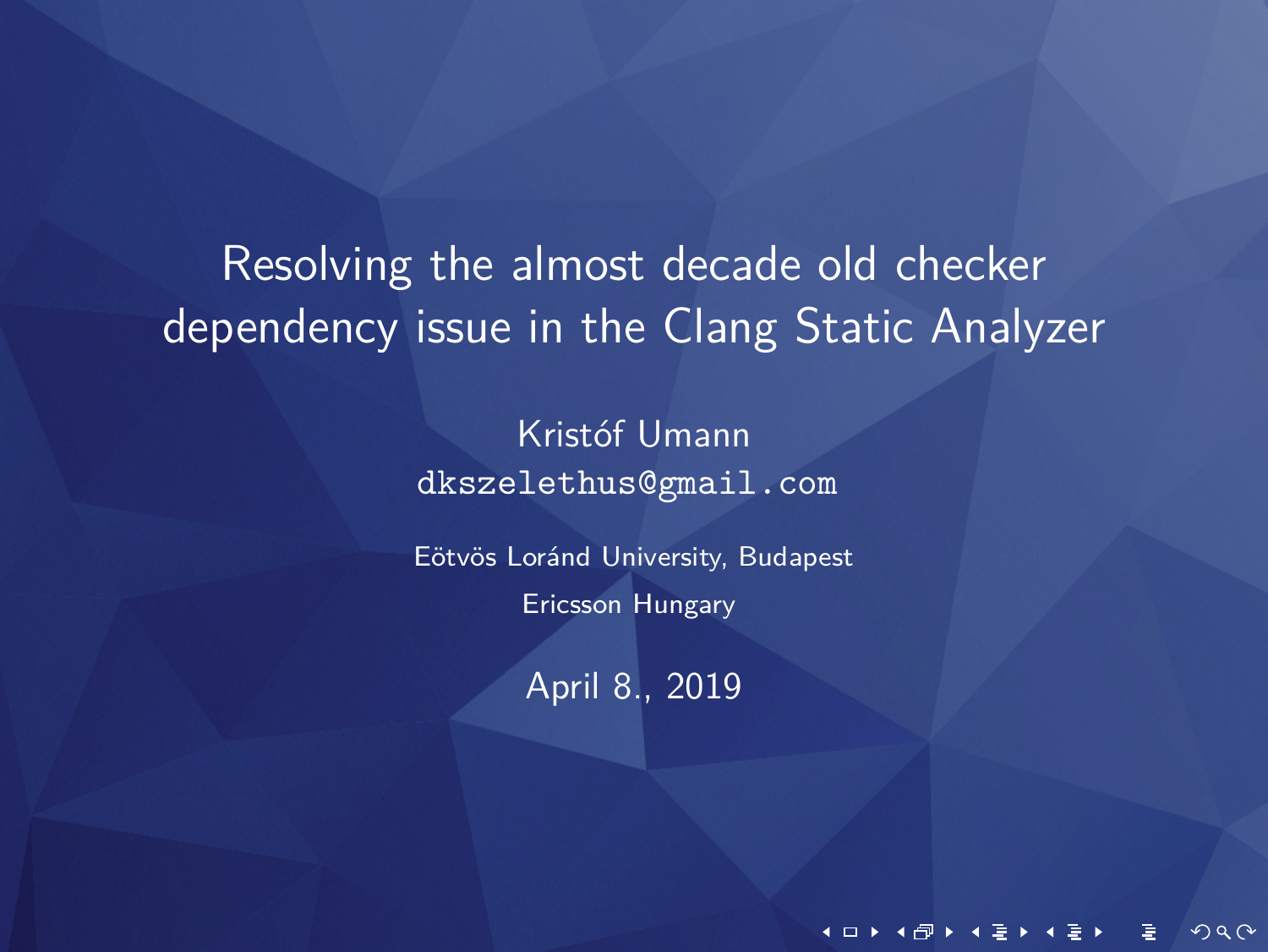# Resolving the almost decade old checker dependency issue in the Clang Static Analyzer

Kristóf Umann
dkszelethus@gmail.com

Eötvös Loránd University, Budapest

Ericsson Hungary

April 8., 2019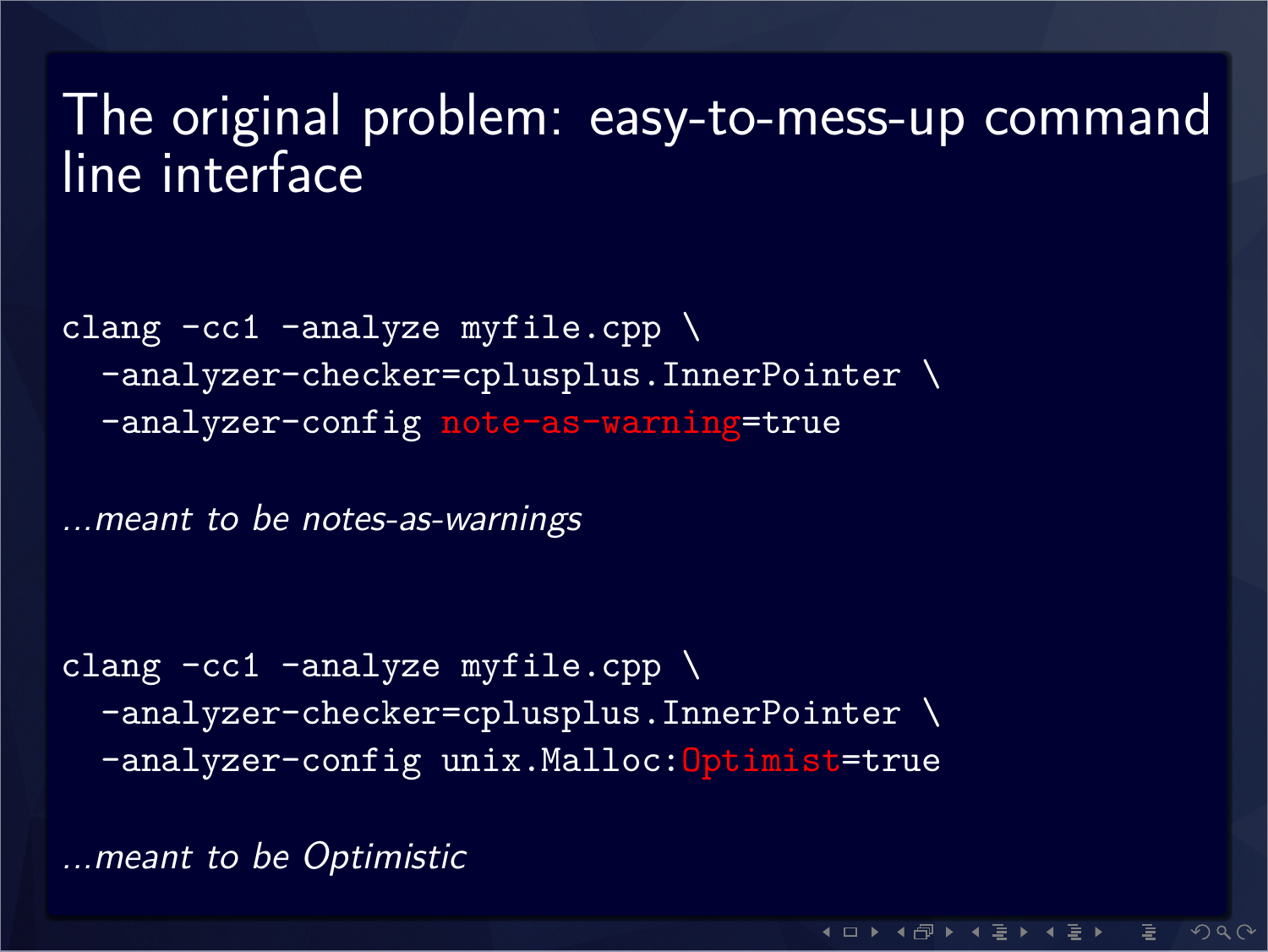# The original problem: easy-to-mess-up command line interface

```
clang -cc1 -analyze myfile.cpp \
  -analyzer-checker=cplusplus.InnerPointer \
  -analyzer-config note-as-warning=true
```

*...meant to be notes-as-warnings*

```
clang -cc1 -analyze myfile.cpp \
  -analyzer-checker=cplusplus.InnerPointer \
  -analyzer-config unix.Malloc:Optimist=true
```

*...meant to be Optimistic*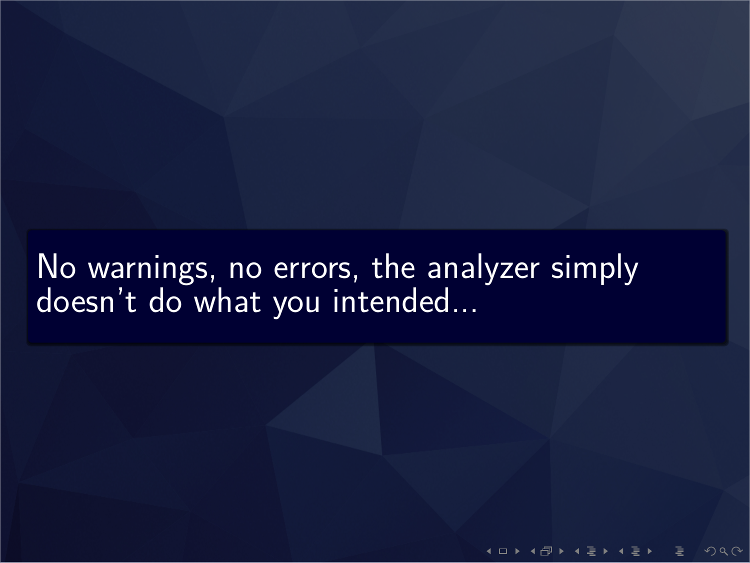No warnings, no errors, the analyzer simply doesn't do what you intended...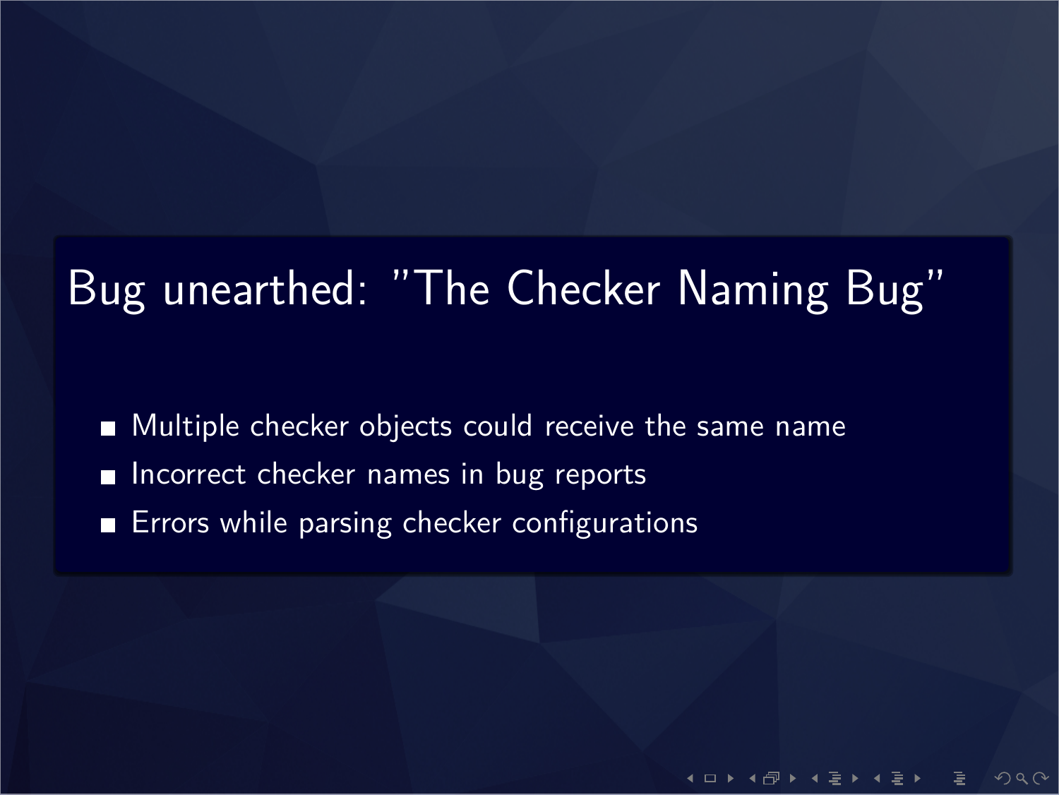# Bug unearthed: "The Checker Naming Bug"

- Multiple checker objects could receive the same name
- Incorrect checker names in bug reports
- Errors while parsing checker configurations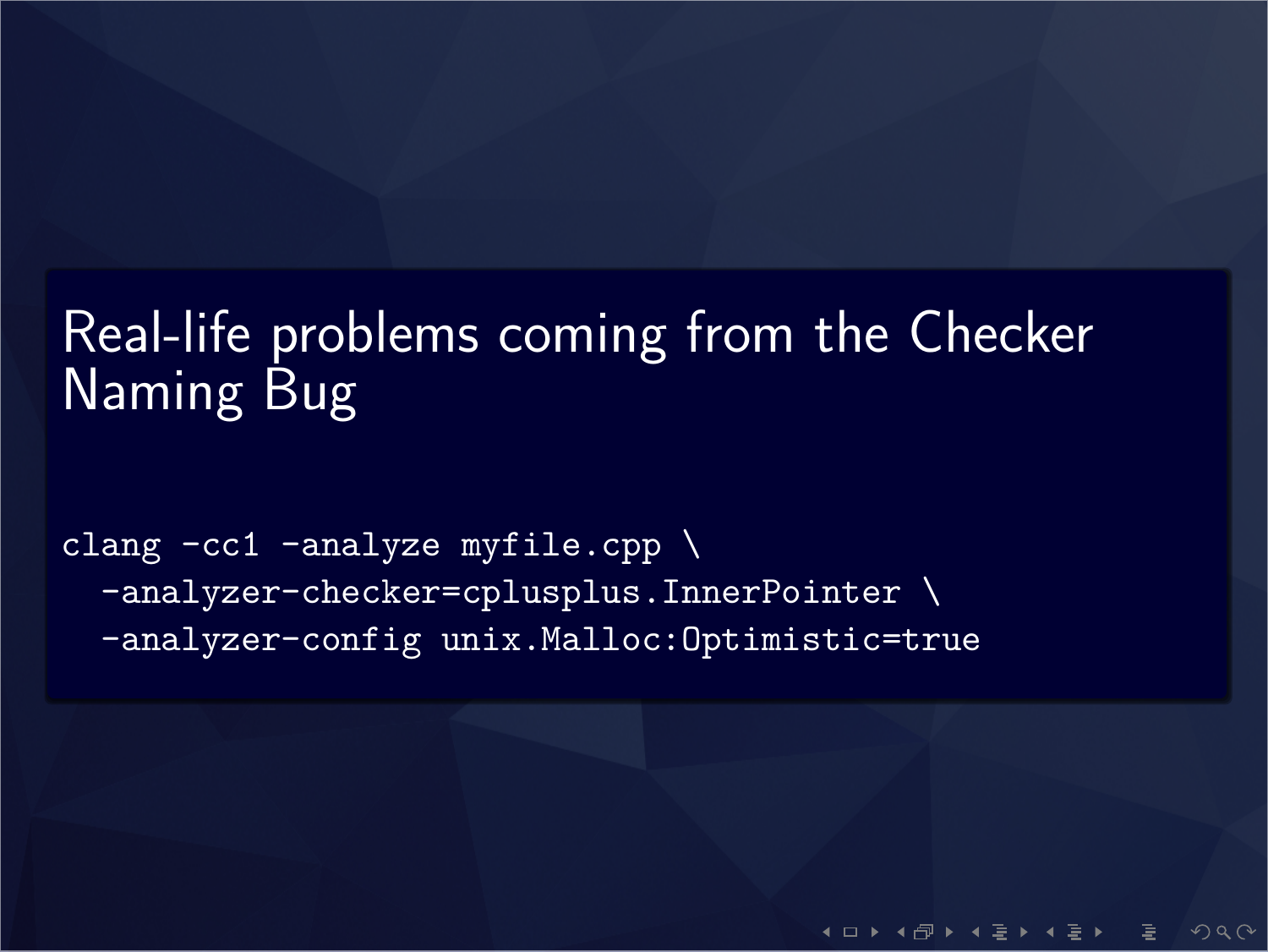# Real-life problems coming from the Checker Naming Bug

```
clang -cc1 -analyze myfile.cpp \
  -analyzer-checker=cplusplus.InnerPointer \
  -analyzer-config unix.Malloc:Optimistic=true
```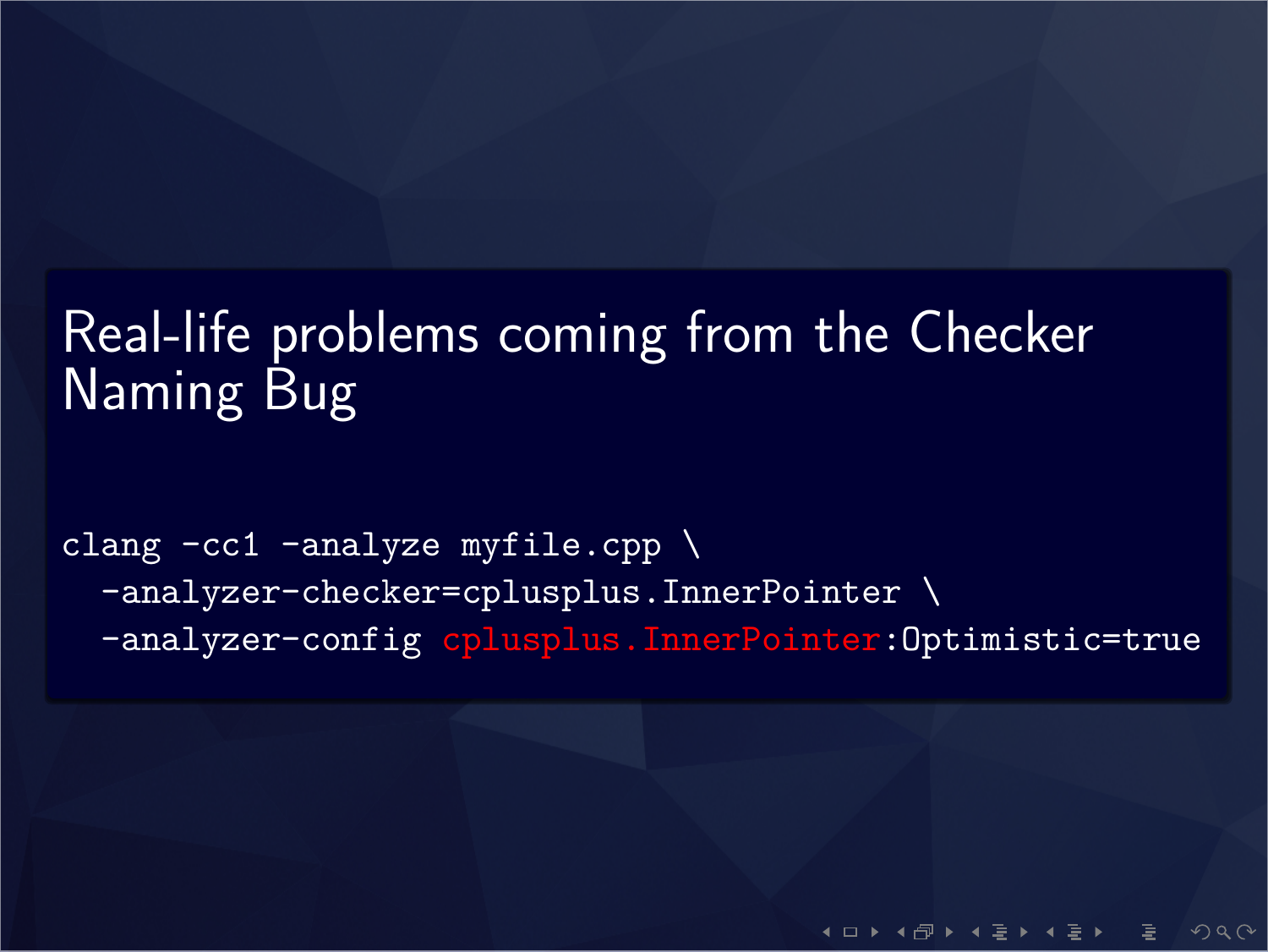# Real-life problems coming from the Checker Naming Bug

```
clang -cc1 -analyze myfile.cpp \
  -analyzer-checker=cplusplus.InnerPointer \
  -analyzer-config cplusplus.InnerPointer:Optimistic=true
```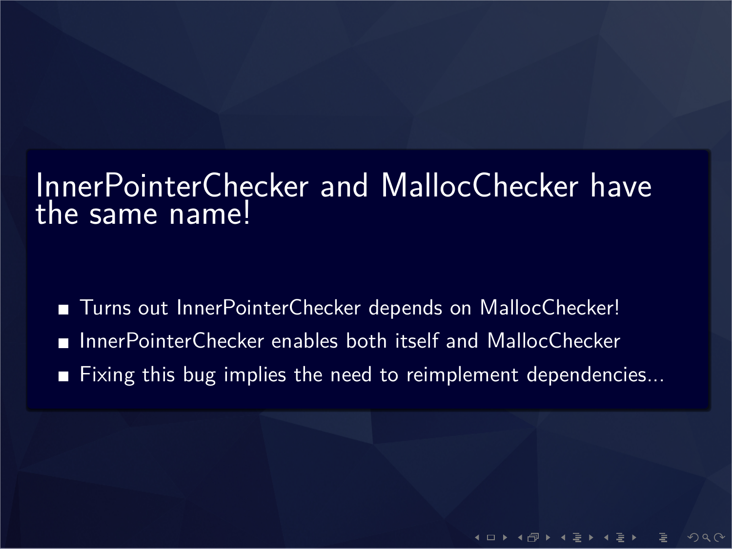# InnerPointerChecker and MallocChecker have the same name!

- Turns out InnerPointerChecker depends on MallocChecker!
- InnerPointerChecker enables both itself and MallocChecker
- Fixing this bug implies the need to reimplement dependencies...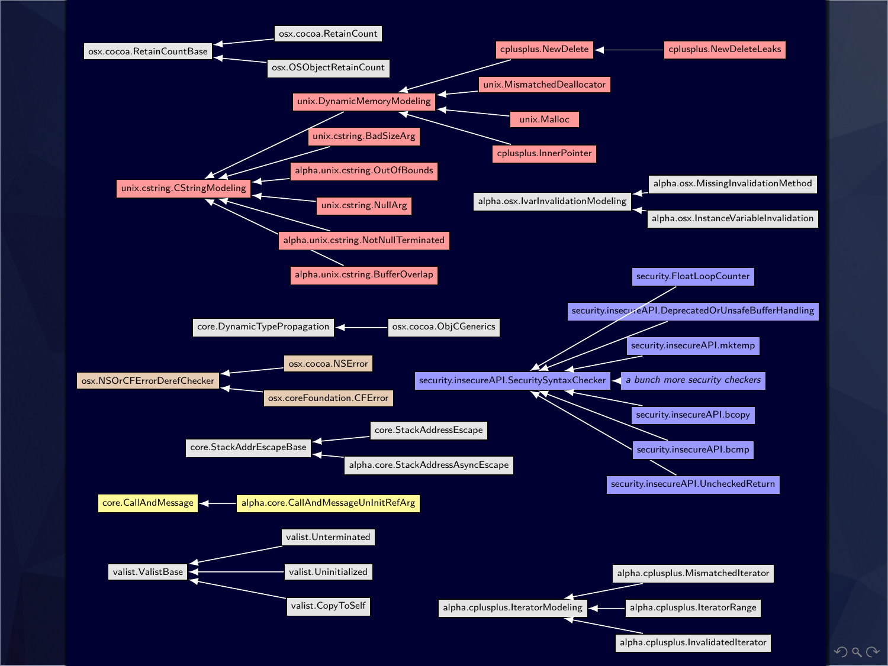- osx.cocoa.RetainCount → osx.cocoa.RetainCountBase
- osx.OSObjectRetainCount → osx.cocoa.RetainCountBase

- cplusplus.NewDeleteLeaks → cplusplus.NewDelete
- cplusplus.NewDelete → unix.DynamicMemoryModeling
- unix.MismatchedDeallocator → unix.DynamicMemoryModeling
- unix.Malloc → unix.DynamicMemoryModeling
- cplusplus.InnerPointer → unix.DynamicMemoryModeling

- unix.DynamicMemoryModeling → unix.cstring.CStringModeling
- unix.cstring.BadSizeArg → unix.cstring.CStringModeling
- alpha.unix.cstring.OutOfBounds → unix.cstring.CStringModeling
- unix.cstring.NullArg → unix.cstring.CStringModeling
- alpha.unix.cstring.NotNullTerminated → unix.cstring.CStringModeling
- alpha.unix.cstring.BufferOverlap → unix.cstring.CStringModeling

- alpha.osx.MissingInvalidationMethod → alpha.osx.IvarInvalidationModeling
- alpha.osx.InstanceVariableInvalidation → alpha.osx.IvarInvalidationModeling

- osx.cocoa.ObjCGenerics → core.DynamicTypePropagation

- security.FloatLoopCounter → security.insecureAPI.SecuritySyntaxChecker
- security.insecureAPI.DeprecatedOrUnsafeBufferHandling → security.insecureAPI.SecuritySyntaxChecker
- security.insecureAPI.mktemp → security.insecureAPI.SecuritySyntaxChecker
- *a bunch more security checkers* → security.insecureAPI.SecuritySyntaxChecker
- security.insecureAPI.bcopy → security.insecureAPI.SecuritySyntaxChecker
- security.insecureAPI.bcmp → security.insecureAPI.SecuritySyntaxChecker
- security.insecureAPI.UncheckedReturn → security.insecureAPI.SecuritySyntaxChecker

- osx.cocoa.NSError → osx.NSOrCFErrorDerefChecker
- osx.coreFoundation.CFError → osx.NSOrCFErrorDerefChecker

- core.StackAddressEscape → core.StackAddrEscapeBase
- alpha.core.StackAddressAsyncEscape → core.StackAddrEscapeBase

- alpha.core.CallAndMessageUnInitRefArg → core.CallAndMessage

- valist.Unterminated → valist.ValistBase
- valist.Uninitialized → valist.ValistBase
- valist.CopyToSelf → valist.ValistBase

- alpha.cplusplus.MismatchedIterator → alpha.cplusplus.IteratorModeling
- alpha.cplusplus.IteratorRange → alpha.cplusplus.IteratorModeling
- alpha.cplusplus.InvalidatedIterator → alpha.cplusplus.IteratorModeling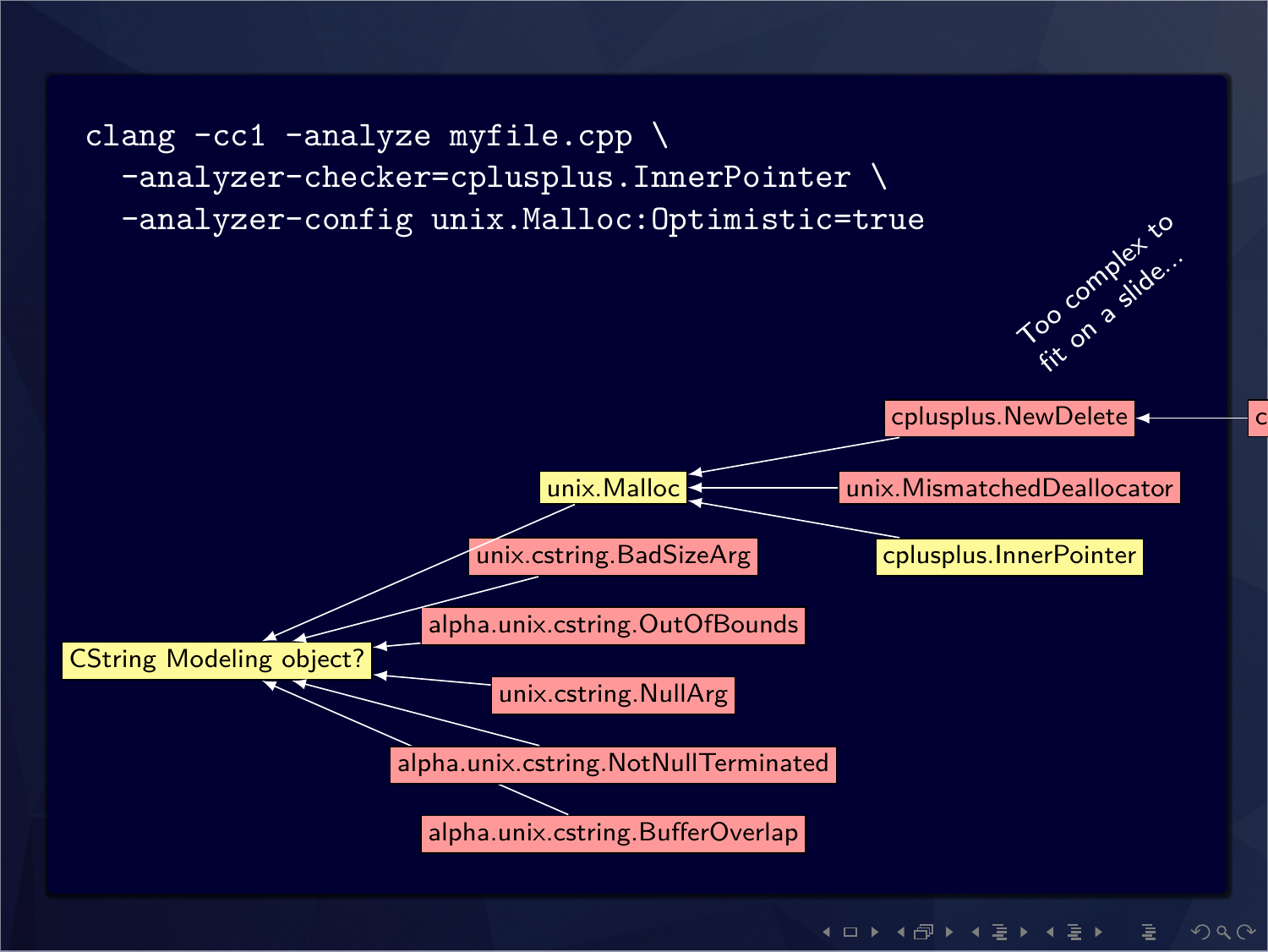```
clang -cc1 -analyze myfile.cpp \
  -analyzer-checker=cplusplus.InnerPointer \
  -analyzer-config unix.Malloc:Optimistic=true
```

Too complex to fit on a slide...

cplusplus.NewDelete

unix.Malloc

unix.MismatchedDeallocator

cplusplus.InnerPointer

unix.cstring.BadSizeArg

alpha.unix.cstring.OutOfBounds

CString Modeling object?

unix.cstring.NullArg

alpha.unix.cstring.NotNullTerminated

alpha.unix.cstring.BufferOverlap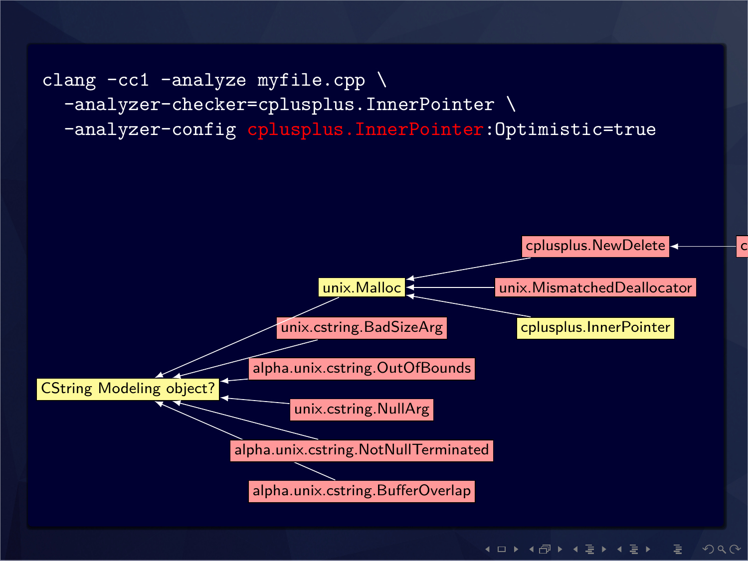```
clang -cc1 -analyze myfile.cpp \
  -analyzer-checker=cplusplus.InnerPointer \
  -analyzer-config cplusplus.InnerPointer:Optimistic=true
```

cplusplus.NewDelete

unix.Malloc

unix.MismatchedDeallocator

unix.cstring.BadSizeArg

cplusplus.InnerPointer

alpha.unix.cstring.OutOfBounds

CString Modeling object?

unix.cstring.NullArg

alpha.unix.cstring.NotNullTerminated

alpha.unix.cstring.BufferOverlap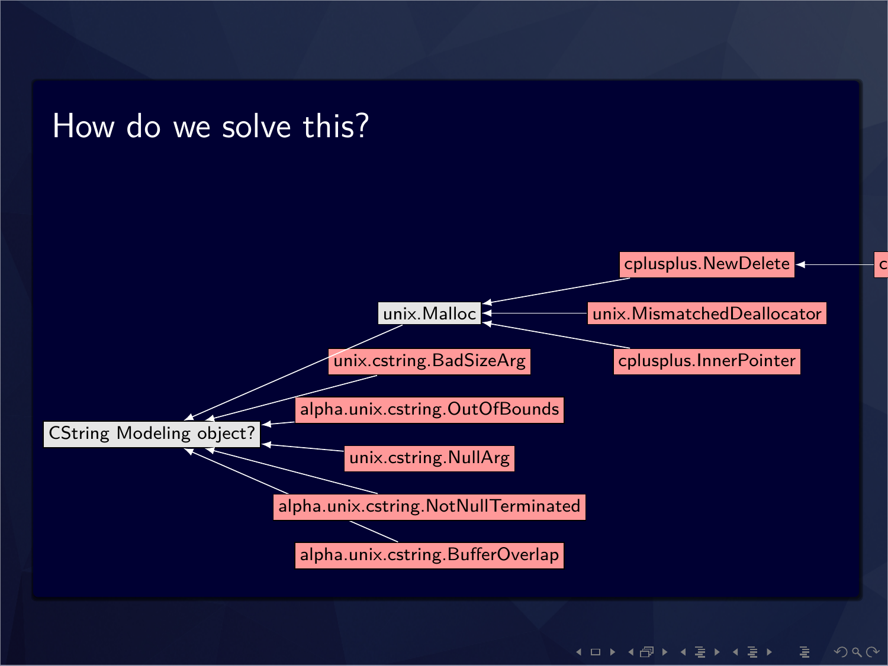# How do we solve this?

- cplusplus.NewDelete
- unix.Malloc
- unix.MismatchedDeallocator
- cplusplus.InnerPointer
- unix.cstring.BadSizeArg
- alpha.unix.cstring.OutOfBounds
- CString Modeling object?
- unix.cstring.NullArg
- alpha.unix.cstring.NotNullTerminated
- alpha.unix.cstring.BufferOverlap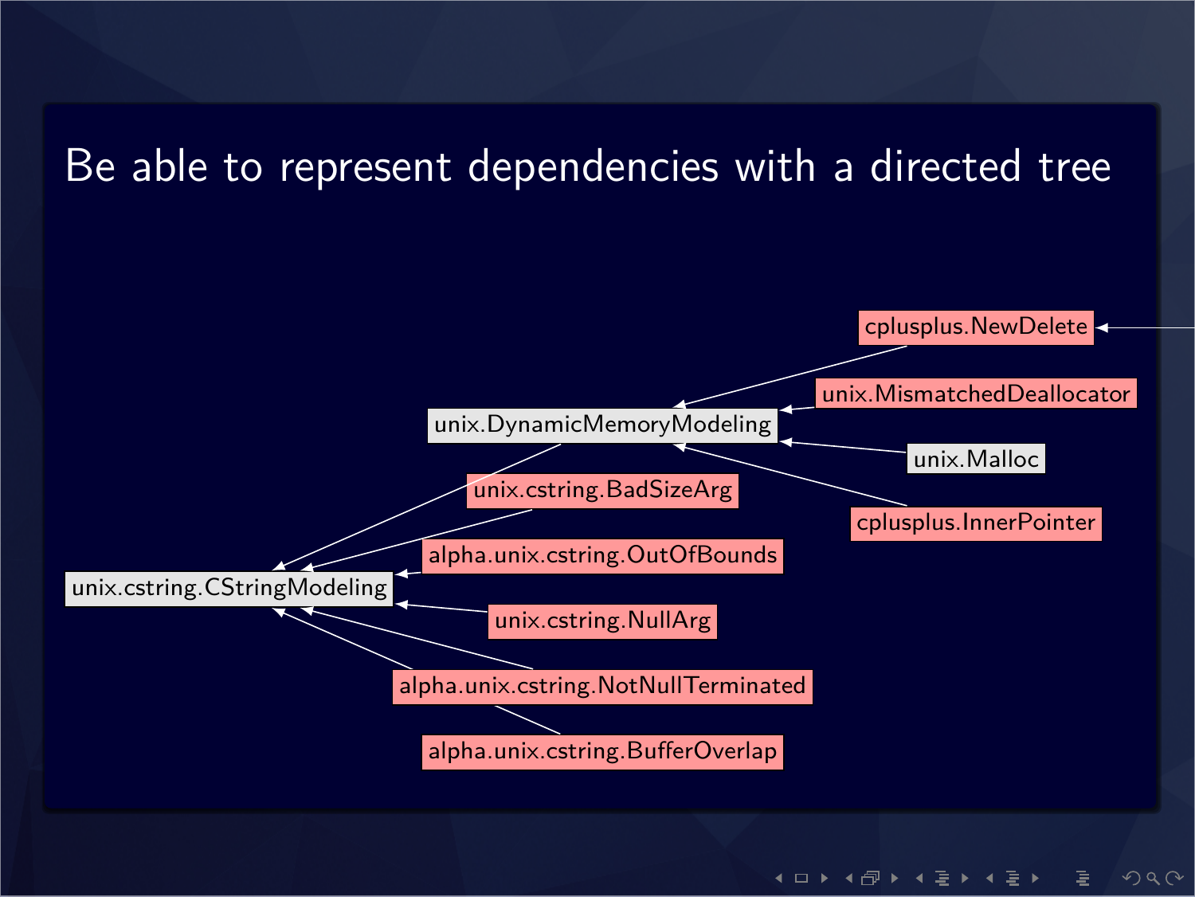# Be able to represent dependencies with a directed tree

cplusplus.NewDelete

unix.MismatchedDeallocator

unix.DynamicMemoryModeling

unix.Malloc

unix.cstring.BadSizeArg

cplusplus.InnerPointer

alpha.unix.cstring.OutOfBounds

unix.cstring.CStringModeling

unix.cstring.NullArg

alpha.unix.cstring.NotNullTerminated

alpha.unix.cstring.BufferOverlap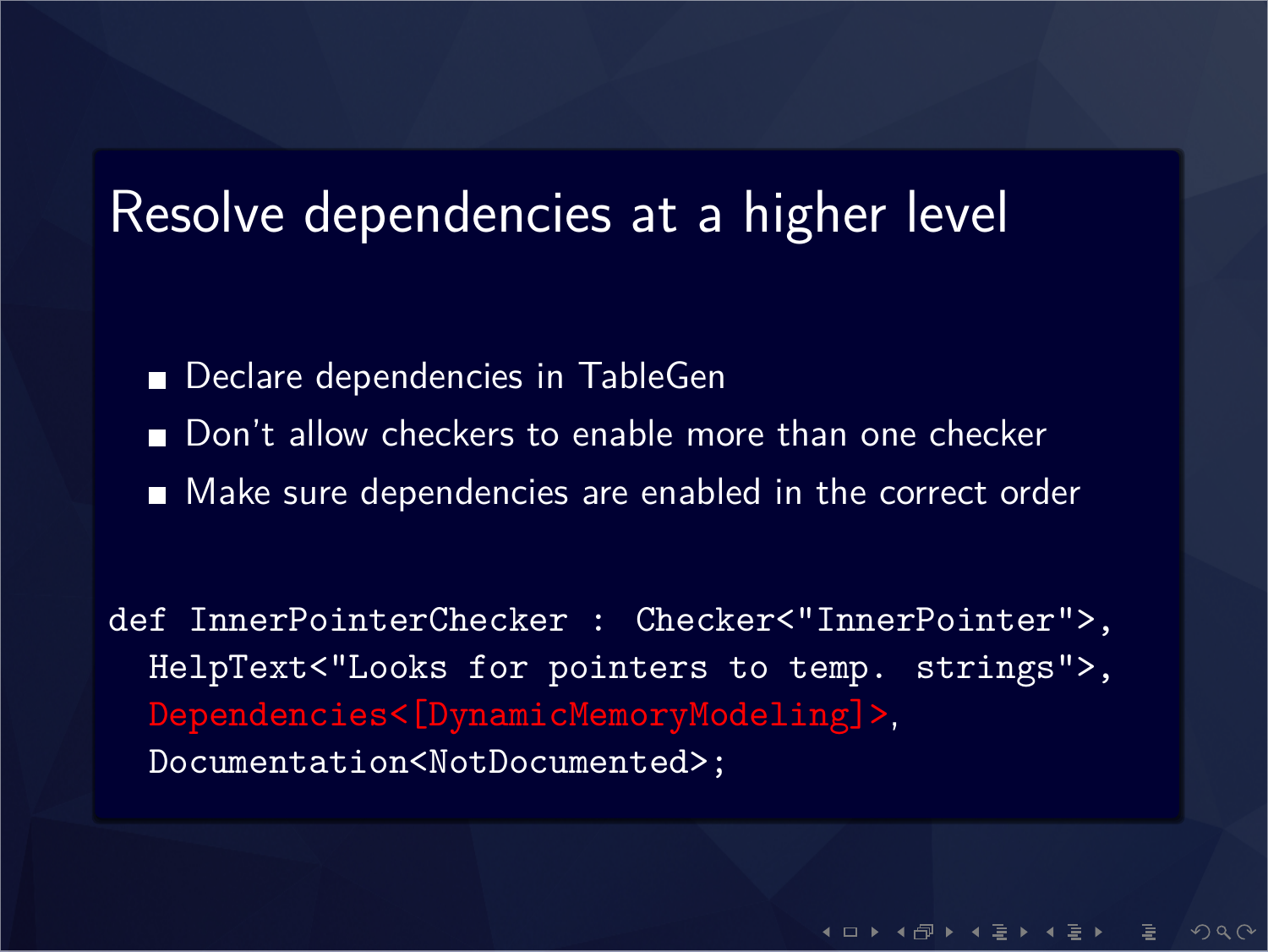# Resolve dependencies at a higher level

- Declare dependencies in TableGen
- Don't allow checkers to enable more than one checker
- Make sure dependencies are enabled in the correct order

```
def InnerPointerChecker : Checker<"InnerPointer">,
  HelpText<"Looks for pointers to temp. strings">,
  Dependencies<[DynamicMemoryModeling]>,
  Documentation<NotDocumented>;
```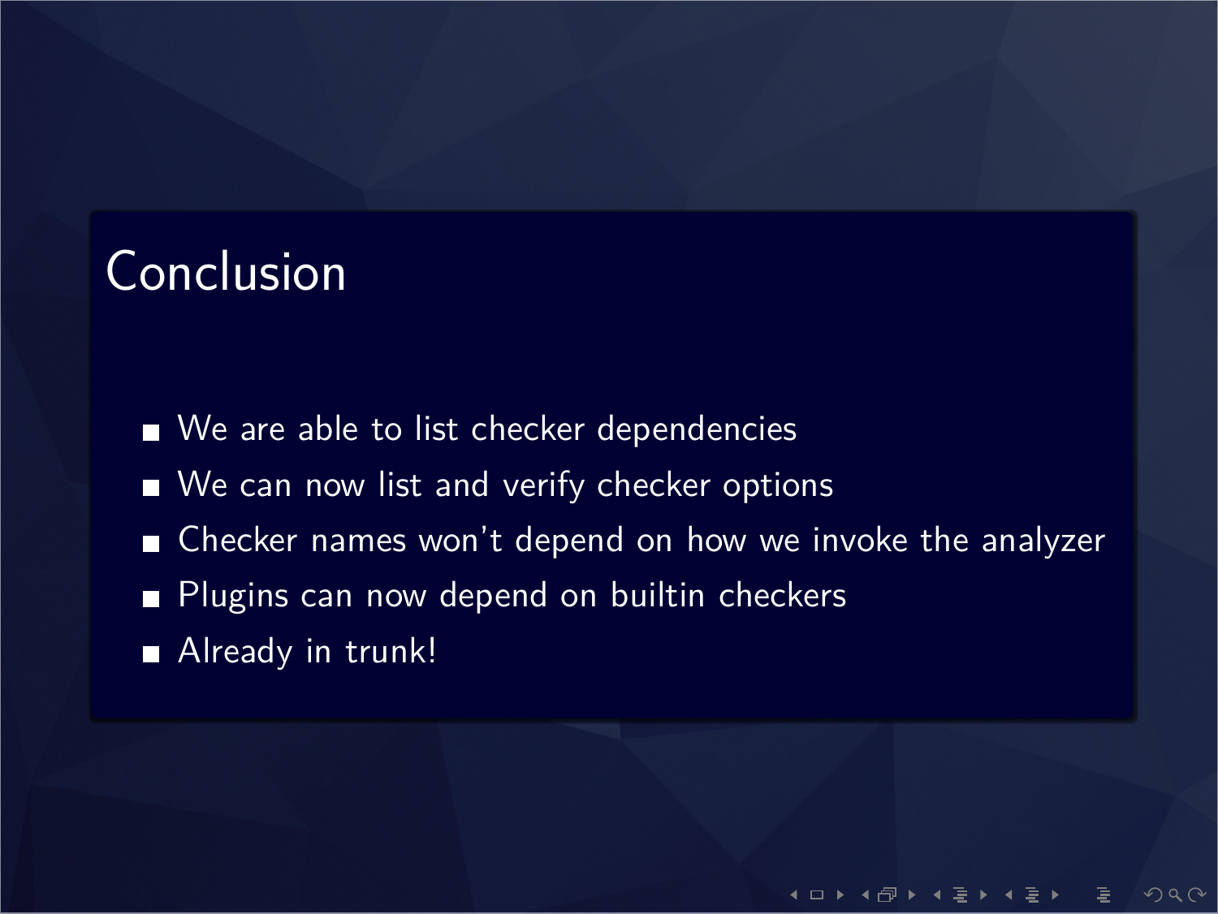# Conclusion

- We are able to list checker dependencies
- We can now list and verify checker options
- Checker names won't depend on how we invoke the analyzer
- Plugins can now depend on builtin checkers
- Already in trunk!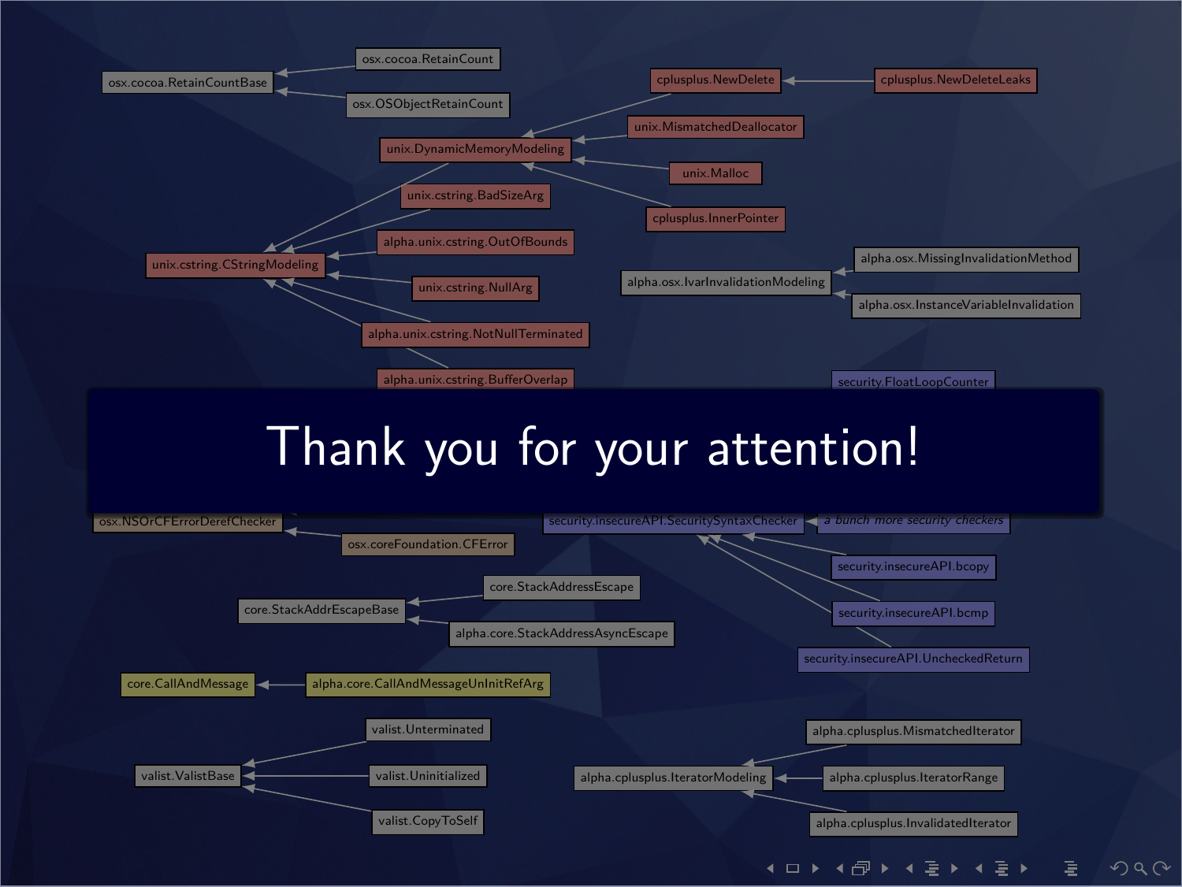# Thank you for your attention!

osx.cocoa.RetainCountBase
osx.cocoa.RetainCount
osx.OSObjectRetainCount

cplusplus.NewDelete
cplusplus.NewDeleteLeaks
unix.MismatchedDeallocator
unix.DynamicMemoryModeling
unix.Malloc
cplusplus.InnerPointer

unix.cstring.BadSizeArg
alpha.unix.cstring.OutOfBounds
unix.cstring.CStringModeling
unix.cstring.NullArg
alpha.unix.cstring.NotNullTerminated
alpha.unix.cstring.BufferOverlap

alpha.osx.MissingInvalidationMethod
alpha.osx.IvarInvalidationModeling
alpha.osx.InstanceVariableInvalidation

security.FloatLoopCounter

osx.NSOrCFErrorDerefChecker
osx.coreFoundation.CFError

security.insecureAPI.SecuritySyntaxChecker
*a bunch more security checkers*
security.insecureAPI.bcopy
security.insecureAPI.bcmp
security.insecureAPI.UncheckedReturn

core.StackAddressEscape
core.StackAddrEscapeBase
alpha.core.StackAddressAsyncEscape

core.CallAndMessage
alpha.core.CallAndMessageUnInitRefArg

valist.Unterminated
valist.ValistBase
valist.Uninitialized
valist.CopyToSelf

alpha.cplusplus.MismatchedIterator
alpha.cplusplus.IteratorModeling
alpha.cplusplus.IteratorRange
alpha.cplusplus.InvalidatedIterator